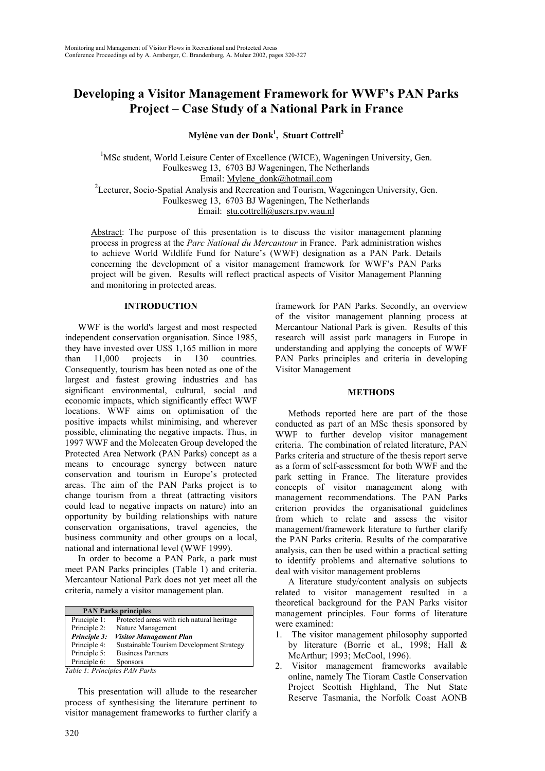# Developing a Visitor Management Framework for WWF's PAN Parks Project – Case Study of a National Park in France

**Mylène van der Donk[1], Stuart Cottrell[2]**

[1]MSc student, World Leisure Center of Excellence (WICE), Wageningen University, Gen. Foulkesweg 13, 6703 BJ Wageningen, The Netherlands
Email: Mylene_donk@hotmail.com

[2]Lecturer, Socio-Spatial Analysis and Recreation and Tourism, Wageningen University, Gen. Foulkesweg 13, 6703 BJ Wageningen, The Netherlands
Email: stu.cottrell@users.rpv.wau.nl

Abstract: The purpose of this presentation is to discuss the visitor management planning process in progress at the *Parc National du Mercantour* in France. Park administration wishes to achieve World Wildlife Fund for Nature's (WWF) designation as a PAN Park. Details concerning the development of a visitor management framework for WWF's PAN Parks project will be given. Results will reflect practical aspects of Visitor Management Planning and monitoring in protected areas.

## INTRODUCTION

WWF is the world's largest and most respected independent conservation organisation. Since 1985, they have invested over US$ 1,165 million in more than 11,000 projects in 130 countries. Consequently, tourism has been noted as one of the largest and fastest growing industries and has significant environmental, cultural, social and economic impacts, which significantly effect WWF locations. WWF aims on optimisation of the positive impacts whilst minimising, and wherever possible, eliminating the negative impacts. Thus, in 1997 WWF and the Molecaten Group developed the Protected Area Network (PAN Parks) concept as a means to encourage synergy between nature conservation and tourism in Europe's protected areas. The aim of the PAN Parks project is to change tourism from a threat (attracting visitors could lead to negative impacts on nature) into an opportunity by building relationships with nature conservation organisations, travel agencies, the business community and other groups on a local, national and international level (WWF 1999).

In order to become a PAN Park, a park must meet PAN Parks principles (Table 1) and criteria. Mercantour National Park does not yet meet all the criteria, namely a visitor management plan.

| PAN Parks principles | |
|---|---|
| Principle 1: | Protected areas with rich natural heritage |
| Principle 2: | Nature Management |
| ***Principle 3:*** | ***Visitor Management Plan*** |
| Principle 4: | Sustainable Tourism Development Strategy |
| Principle 5: | Business Partners |
| Principle 6: | Sponsors |

*Table 1: Principles PAN Parks*

This presentation will allude to the researcher process of synthesising the literature pertinent to visitor management frameworks to further clarify a framework for PAN Parks. Secondly, an overview of the visitor management planning process at Mercantour National Park is given. Results of this research will assist park managers in Europe in understanding and applying the concepts of WWF PAN Parks principles and criteria in developing Visitor Management

## METHODS

Methods reported here are part of the those conducted as part of an MSc thesis sponsored by WWF to further develop visitor management criteria. The combination of related literature, PAN Parks criteria and structure of the thesis report serve as a form of self-assessment for both WWF and the park setting in France. The literature provides concepts of visitor management along with management recommendations. The PAN Parks criterion provides the organisational guidelines from which to relate and assess the visitor management/framework literature to further clarify the PAN Parks criteria. Results of the comparative analysis, can then be used within a practical setting to identify problems and alternative solutions to deal with visitor management problems

A literature study/content analysis on subjects related to visitor management resulted in a theoretical background for the PAN Parks visitor management principles. Four forms of literature were examined:

1. The visitor management philosophy supported by literature (Borrie et al., 1998; Hall & McArthur; 1993; McCool, 1996).
2. Visitor management frameworks available online, namely The Tioram Castle Conservation Project Scottish Highland, The Nut State Reserve Tasmania, the Norfolk Coast AONB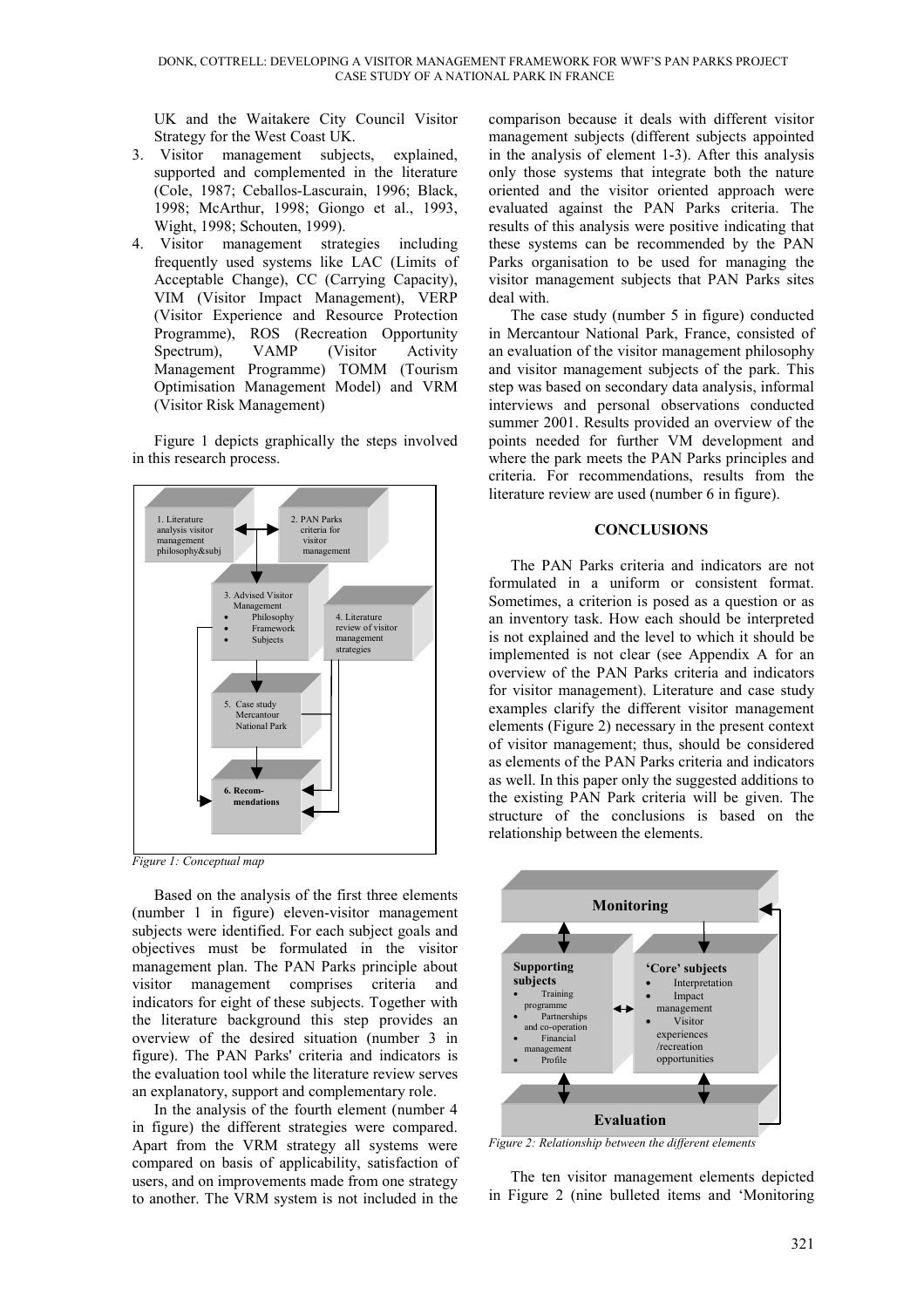UK and the Waitakere City Council Visitor Strategy for the West Coast UK.

3. Visitor management subjects, explained, supported and complemented in the literature (Cole, 1987; Ceballos-Lascurain, 1996; Black, 1998; McArthur, 1998; Giongo et al., 1993, Wight, 1998; Schouten, 1999).
4. Visitor management strategies including frequently used systems like LAC (Limits of Acceptable Change), CC (Carrying Capacity), VIM (Visitor Impact Management), VERP (Visitor Experience and Resource Protection Programme), ROS (Recreation Opportunity Spectrum), VAMP (Visitor Activity Management Programme) TOMM (Tourism Optimisation Management Model) and VRM (Visitor Risk Management)

Figure 1 depicts graphically the steps involved in this research process.

1. Literature analysis visitor management philosophy&subj

2. PAN Parks criteria for visitor management

3. Advised Visitor Management
- Philosophy
- Framework
- Subjects

4. Literature review of visitor management strategies

5. Case study Mercantour National Park

6. Recom-mendations

*Figure 1: Conceptual map*

Based on the analysis of the first three elements (number 1 in figure) eleven-visitor management subjects were identified. For each subject goals and objectives must be formulated in the visitor management plan. The PAN Parks principle about visitor management comprises criteria and indicators for eight of these subjects. Together with the literature background this step provides an overview of the desired situation (number 3 in figure). The PAN Parks' criteria and indicators is the evaluation tool while the literature review serves an explanatory, support and complementary role.

In the analysis of the fourth element (number 4 in figure) the different strategies were compared. Apart from the VRM strategy all systems were compared on basis of applicability, satisfaction of users, and on improvements made from one strategy to another. The VRM system is not included in the comparison because it deals with different visitor management subjects (different subjects appointed in the analysis of element 1-3). After this analysis only those systems that integrate both the nature oriented and the visitor oriented approach were evaluated against the PAN Parks criteria. The results of this analysis were positive indicating that these systems can be recommended by the PAN Parks organisation to be used for managing the visitor management subjects that PAN Parks sites deal with.

The case study (number 5 in figure) conducted in Mercantour National Park, France, consisted of an evaluation of the visitor management philosophy and visitor management subjects of the park. This step was based on secondary data analysis, informal interviews and personal observations conducted summer 2001. Results provided an overview of the points needed for further VM development and where the park meets the PAN Parks principles and criteria. For recommendations, results from the literature review are used (number 6 in figure).

## CONCLUSIONS

The PAN Parks criteria and indicators are not formulated in a uniform or consistent format. Sometimes, a criterion is posed as a question or as an inventory task. How each should be interpreted is not explained and the level to which it should be implemented is not clear (see Appendix A for an overview of the PAN Parks criteria and indicators for visitor management). Literature and case study examples clarify the different visitor management elements (Figure 2) necessary in the present context of visitor management; thus, should be considered as elements of the PAN Parks criteria and indicators as well. In this paper only the suggested additions to the existing PAN Park criteria will be given. The structure of the conclusions is based on the relationship between the elements.

**Monitoring**

**Supporting subjects**
- Training programme
- Partnerships and co-operation
- Financial management
- Profile

**'Core' subjects**
- Interpretation
- Impact management
- Visitor experiences /recreation opportunities

**Evaluation**

*Figure 2: Relationship between the different elements*

The ten visitor management elements depicted in Figure 2 (nine bulleted items and 'Monitoring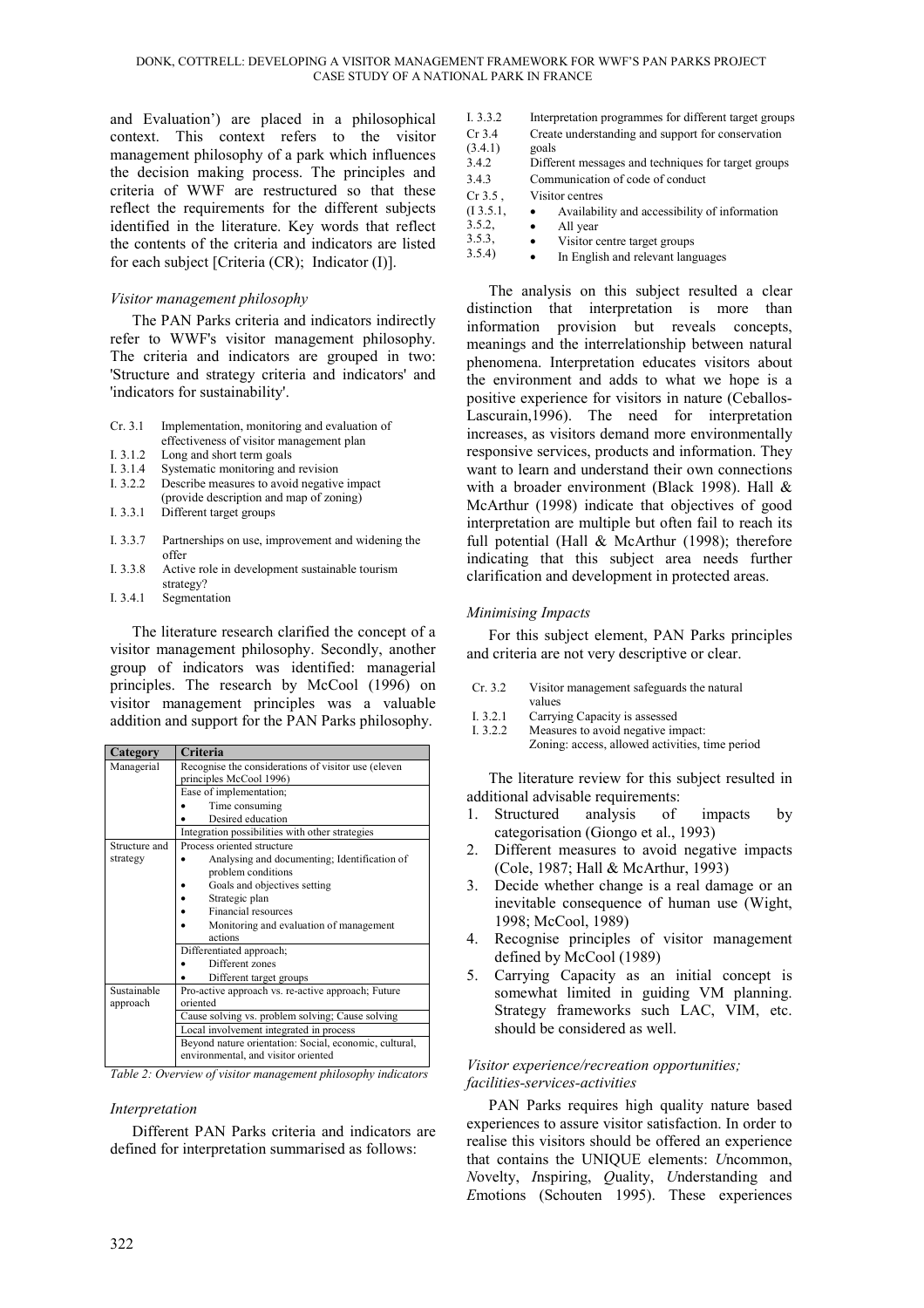and Evaluation') are placed in a philosophical context. This context refers to the visitor management philosophy of a park which influences the decision making process. The principles and criteria of WWF are restructured so that these reflect the requirements for the different subjects identified in the literature. Key words that reflect the contents of the criteria and indicators are listed for each subject [Criteria (CR); Indicator (I)].

### *Visitor management philosophy*

The PAN Parks criteria and indicators indirectly refer to WWF's visitor management philosophy. The criteria and indicators are grouped in two: 'Structure and strategy criteria and indicators' and 'indicators for sustainability'.

| | |
|---|---|
| Cr. 3.1 | Implementation, monitoring and evaluation of effectiveness of visitor management plan |
| I. 3.1.2 | Long and short term goals |
| I. 3.1.4 | Systematic monitoring and revision |
| I. 3.2.2 | Describe measures to avoid negative impact (provide description and map of zoning) |
| I. 3.3.1 | Different target groups |
| I. 3.3.7 | Partnerships on use, improvement and widening the offer |
| I. 3.3.8 | Active role in development sustainable tourism strategy? |
| I. 3.4.1 | Segmentation |

The literature research clarified the concept of a visitor management philosophy. Secondly, another group of indicators was identified: managerial principles. The research by McCool (1996) on visitor management principles was a valuable addition and support for the PAN Parks philosophy.

| Category | Criteria |
|---|---|
| Managerial | Recognise the considerations of visitor use (eleven principles McCool 1996) |
| | Ease of implementation;<br>• Time consuming<br>• Desired education |
| | Integration possibilities with other strategies |
| Structure and strategy | Process oriented structure<br>• Analysing and documenting; Identification of problem conditions<br>• Goals and objectives setting<br>• Strategic plan<br>• Financial resources<br>• Monitoring and evaluation of management actions |
| | Differentiated approach;<br>• Different zones<br>• Different target groups |
| Sustainable approach | Pro-active approach vs. re-active approach; Future oriented |
| | Cause solving vs. problem solving; Cause solving |
| | Local involvement integrated in process |
| | Beyond nature orientation: Social, economic, cultural, environmental, and visitor oriented |

*Table 2: Overview of visitor management philosophy indicators*

### *Interpretation*

Different PAN Parks criteria and indicators are defined for interpretation summarised as follows:

| | |
|---|---|
| I. 3.3.2 | Interpretation programmes for different target groups |
| Cr 3.4 (3.4.1) | Create understanding and support for conservation goals |
| 3.4.2 | Different messages and techniques for target groups |
| 3.4.3 | Communication of code of conduct |
| Cr 3.5 , (I 3.5.1, 3.5.2, 3.5.3, 3.5.4) | Visitor centres<br>• Availability and accessibility of information<br>• All year<br>• Visitor centre target groups<br>• In English and relevant languages |

The analysis on this subject resulted a clear distinction that interpretation is more than information provision but reveals concepts, meanings and the interrelationship between natural phenomena. Interpretation educates visitors about the environment and adds to what we hope is a positive experience for visitors in nature (Ceballos-Lascurain,1996). The need for interpretation increases, as visitors demand more environmentally responsive services, products and information. They want to learn and understand their own connections with a broader environment (Black 1998). Hall & McArthur (1998) indicate that objectives of good interpretation are multiple but often fail to reach its full potential (Hall & McArthur (1998); therefore indicating that this subject area needs further clarification and development in protected areas.

### *Minimising Impacts*

For this subject element, PAN Parks principles and criteria are not very descriptive or clear.

| | |
|---|---|
| Cr. 3.2 | Visitor management safeguards the natural values |
| I. 3.2.1 | Carrying Capacity is assessed |
| I. 3.2.2 | Measures to avoid negative impact:<br>Zoning: access, allowed activities, time period |

The literature review for this subject resulted in additional advisable requirements:

1. Structured analysis of impacts by categorisation (Giongo et al., 1993)
2. Different measures to avoid negative impacts (Cole, 1987; Hall & McArthur, 1993)
3. Decide whether change is a real damage or an inevitable consequence of human use (Wight, 1998; McCool, 1989)
4. Recognise principles of visitor management defined by McCool (1989)
5. Carrying Capacity as an initial concept is somewhat limited in guiding VM planning. Strategy frameworks such LAC, VIM, etc. should be considered as well.

### *Visitor experience/recreation opportunities; facilities-services-activities*

PAN Parks requires high quality nature based experiences to assure visitor satisfaction. In order to realise this visitors should be offered an experience that contains the UNIQUE elements: *U*ncommon, *N*ovelty, *I*nspiring, *Q*uality, *U*nderstanding and *E*motions (Schouten 1995). These experiences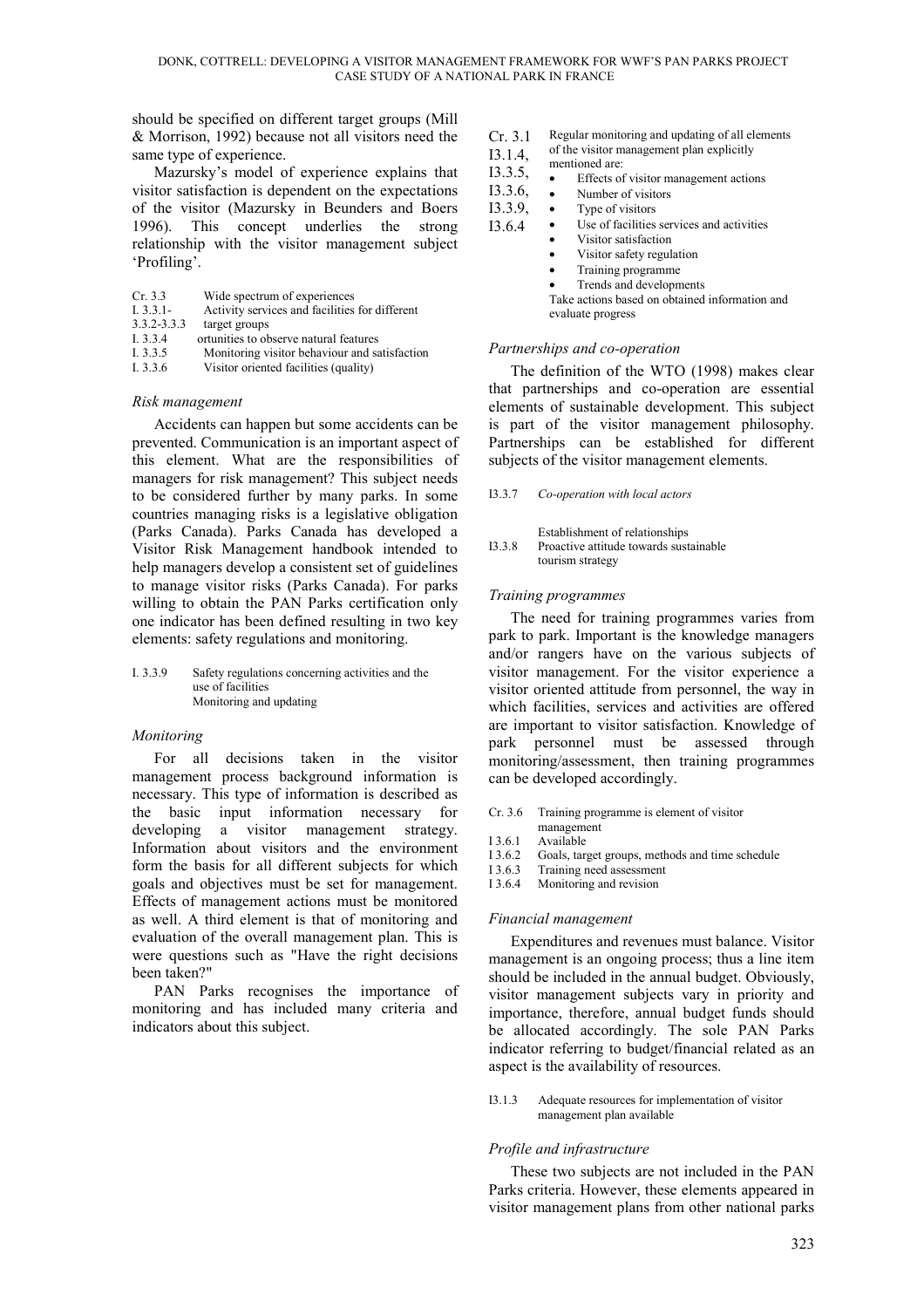should be specified on different target groups (Mill & Morrison, 1992) because not all visitors need the same type of experience.

Mazursky's model of experience explains that visitor satisfaction is dependent on the expectations of the visitor (Mazursky in Beunders and Boers 1996). This concept underlies the strong relationship with the visitor management subject 'Profiling'.

| | |
|---|---|
| Cr. 3.3 | Wide spectrum of experiences |
| I. 3.3.1-3.3.2-3.3.3 | Activity services and facilities for different target groups |
| I. 3.3.4 | ortunities to observe natural features |
| I. 3.3.5 | Monitoring visitor behaviour and satisfaction |
| I. 3.3.6 | Visitor oriented facilities (quality) |

### *Risk management*

Accidents can happen but some accidents can be prevented. Communication is an important aspect of this element. What are the responsibilities of managers for risk management? This subject needs to be considered further by many parks. In some countries managing risks is a legislative obligation (Parks Canada). Parks Canada has developed a Visitor Risk Management handbook intended to help managers develop a consistent set of guidelines to manage visitor risks (Parks Canada). For parks willing to obtain the PAN Parks certification only one indicator has been defined resulting in two key elements: safety regulations and monitoring.

| | |
|---|---|
| I. 3.3.9 | Safety regulations concerning activities and the use of facilities<br>Monitoring and updating |

### *Monitoring*

For all decisions taken in the visitor management process background information is necessary. This type of information is described as the basic input information necessary for developing a visitor management strategy. Information about visitors and the environment form the basis for all different subjects for which goals and objectives must be set for management. Effects of management actions must be monitored as well. A third element is that of monitoring and evaluation of the overall management plan. This is were questions such as "Have the right decisions been taken?"

PAN Parks recognises the importance of monitoring and has included many criteria and indicators about this subject.

| | |
|---|---|
| Cr. 3.1<br>I3.1.4,<br>I3.3.5,<br>I3.3.6,<br>I3.3.9,<br>I3.6.4 | Regular monitoring and updating of all elements of the visitor management plan explicitly mentioned are:<br>• Effects of visitor management actions<br>• Number of visitors<br>• Type of visitors<br>• Use of facilities services and activities<br>• Visitor satisfaction<br>• Visitor safety regulation<br>• Training programme<br>• Trends and developments<br>Take actions based on obtained information and evaluate progress |

### *Partnerships and co-operation*

The definition of the WTO (1998) makes clear that partnerships and co-operation are essential elements of sustainable development. This subject is part of the visitor management philosophy. Partnerships can be established for different subjects of the visitor management elements.

| | |
|---|---|
| I3.3.7 | *Co-operation with local actors* |
| | Establishment of relationships |
| I3.3.8 | Proactive attitude towards sustainable tourism strategy |

### *Training programmes*

The need for training programmes varies from park to park. Important is the knowledge managers and/or rangers have on the various subjects of visitor management. For the visitor experience a visitor oriented attitude from personnel, the way in which facilities, services and activities are offered are important to visitor satisfaction. Knowledge of park personnel must be assessed through monitoring/assessment, then training programmes can be developed accordingly.

| | |
|---|---|
| Cr. 3.6 | Training programme is element of visitor management |
| I 3.6.1 | Available |
| I 3.6.2 | Goals, target groups, methods and time schedule |
| I 3.6.3 | Training need assessment |
| I 3.6.4 | Monitoring and revision |

### *Financial management*

Expenditures and revenues must balance. Visitor management is an ongoing process; thus a line item should be included in the annual budget. Obviously, visitor management subjects vary in priority and importance, therefore, annual budget funds should be allocated accordingly. The sole PAN Parks indicator referring to budget/financial related as an aspect is the availability of resources.

| | |
|---|---|
| I3.1.3 | Adequate resources for implementation of visitor management plan available |

### *Profile and infrastructure*

These two subjects are not included in the PAN Parks criteria. However, these elements appeared in visitor management plans from other national parks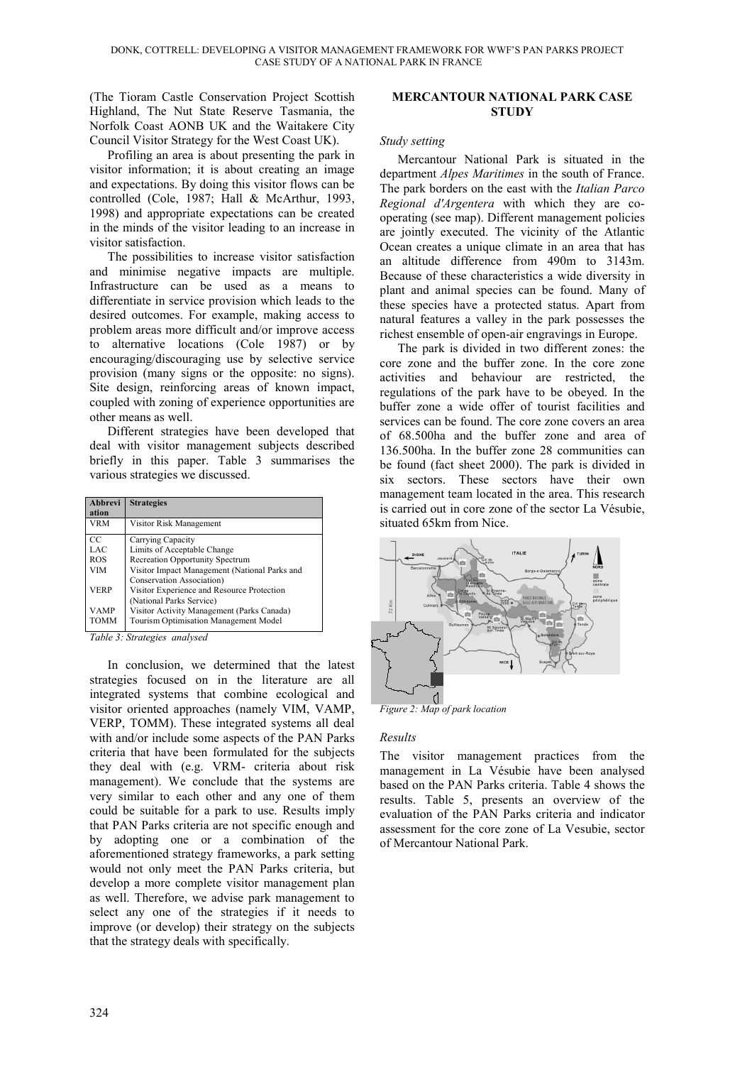(The Tioram Castle Conservation Project Scottish Highland, The Nut State Reserve Tasmania, the Norfolk Coast AONB UK and the Waitakere City Council Visitor Strategy for the West Coast UK).

Profiling an area is about presenting the park in visitor information; it is about creating an image and expectations. By doing this visitor flows can be controlled (Cole, 1987; Hall & McArthur, 1993, 1998) and appropriate expectations can be created in the minds of the visitor leading to an increase in visitor satisfaction.

The possibilities to increase visitor satisfaction and minimise negative impacts are multiple. Infrastructure can be used as a means to differentiate in service provision which leads to the desired outcomes. For example, making access to problem areas more difficult and/or improve access to alternative locations (Cole 1987) or by encouraging/discouraging use by selective service provision (many signs or the opposite: no signs). Site design, reinforcing areas of known impact, coupled with zoning of experience opportunities are other means as well.

Different strategies have been developed that deal with visitor management subjects described briefly in this paper. Table 3 summarises the various strategies we discussed.

| Abbreviation | Strategies |
|---|---|
| VRM | Visitor Risk Management |
| CC | Carrying Capacity |
| LAC | Limits of Acceptable Change |
| ROS | Recreation Opportunity Spectrum |
| VIM | Visitor Impact Management (National Parks and Conservation Association) |
| VERP | Visitor Experience and Resource Protection (National Parks Service) |
| VAMP | Visitor Activity Management (Parks Canada) |
| TOMM | Tourism Optimisation Management Model |

*Table 3: Strategies analysed*

In conclusion, we determined that the latest strategies focused on in the literature are all integrated systems that combine ecological and visitor oriented approaches (namely VIM, VAMP, VERP, TOMM). These integrated systems all deal with and/or include some aspects of the PAN Parks criteria that have been formulated for the subjects they deal with (e.g. VRM- criteria about risk management). We conclude that the systems are very similar to each other and any one of them could be suitable for a park to use. Results imply that PAN Parks criteria are not specific enough and by adopting one or a combination of the aforementioned strategy frameworks, a park setting would not only meet the PAN Parks criteria, but develop a more complete visitor management plan as well. Therefore, we advise park management to select any one of the strategies if it needs to improve (or develop) their strategy on the subjects that the strategy deals with specifically.

## MERCANTOUR NATIONAL PARK CASE STUDY

### *Study setting*

Mercantour National Park is situated in the department *Alpes Maritimes* in the south of France. The park borders on the east with the *Italian Parco Regional d'Argentera* with which they are co-operating (see map). Different management policies are jointly executed. The vicinity of the Atlantic Ocean creates a unique climate in an area that has an altitude difference from 490m to 3143m. Because of these characteristics a wide diversity in plant and animal species can be found. Many of these species have a protected status. Apart from natural features a valley in the park possesses the richest ensemble of open-air engravings in Europe.

The park is divided in two different zones: the core zone and the buffer zone. In the core zone activities and behaviour are restricted, the regulations of the park have to be obeyed. In the buffer zone a wide offer of tourist facilities and services can be found. The core zone covers an area of 68.500ha and the buffer zone and area of 136.500ha. In the buffer zone 28 communities can be found (fact sheet 2000). The park is divided in six sectors. These sectors have their own management team located in the area. This research is carried out in core zone of the sector La Vésubie, situated 65km from Nice.

*Figure 2: Map of park location*

### *Results*

The visitor management practices from the management in La Vésubie have been analysed based on the PAN Parks criteria. Table 4 shows the results. Table 5, presents an overview of the evaluation of the PAN Parks criteria and indicator assessment for the core zone of La Vesubie, sector of Mercantour National Park.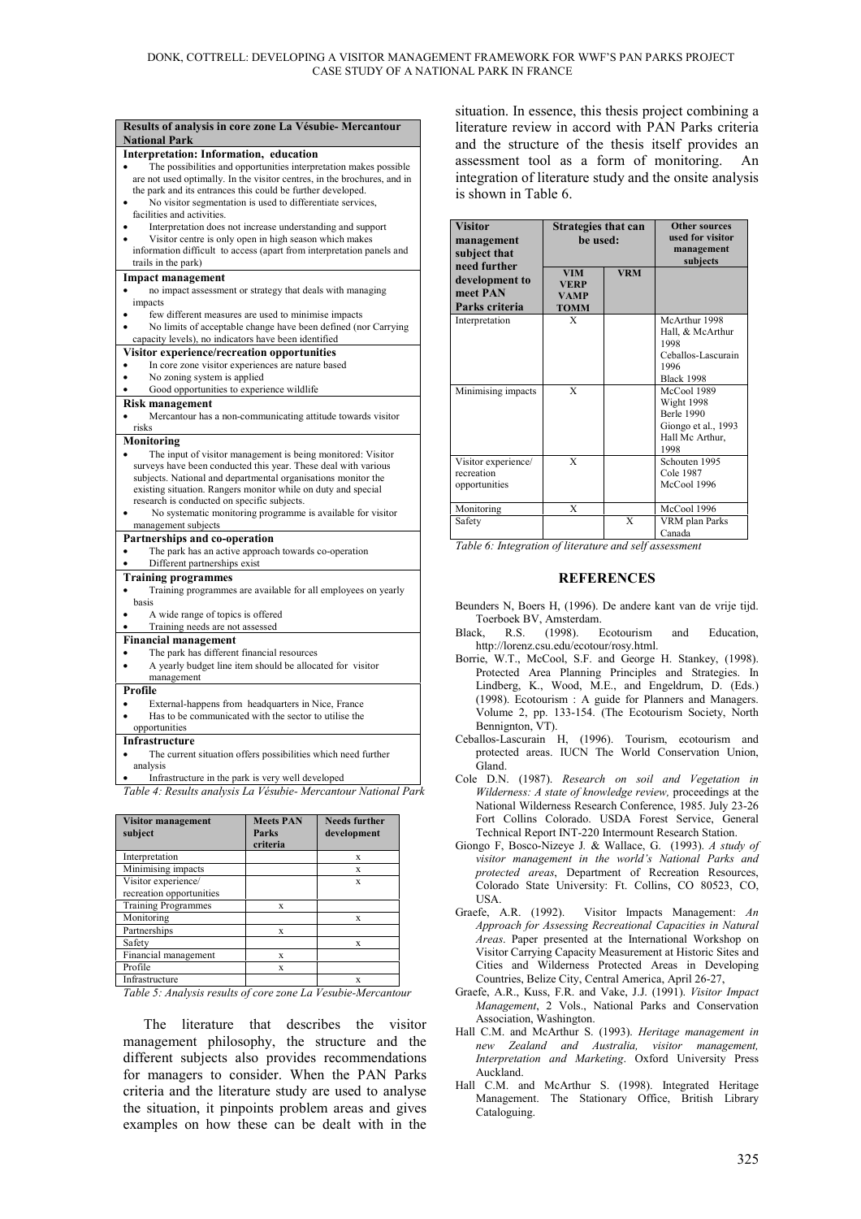| Results of analysis in core zone La Vésubie- Mercantour National Park |
|---|
| **Interpretation: Information, education** |
| • The possibilities and opportunities interpretation makes possible are not used optimally. In the visitor centres, in the brochures, and in the park and its entrances this could be further developed. |
| • No visitor segmentation is used to differentiate services, facilities and activities. |
| • Interpretation does not increase understanding and support |
| • Visitor centre is only open in high season which makes information difficult to access (apart from interpretation panels and trails in the park) |
| **Impact management** |
| • no impact assessment or strategy that deals with managing impacts |
| • few different measures are used to minimise impacts |
| • No limits of acceptable change have been defined (nor Carrying capacity levels), no indicators have been identified |
| **Visitor experience/recreation opportunities** |
| • In core zone visitor experiences are nature based |
| • No zoning system is applied |
| • Good opportunities to experience wildlife |
| **Risk management** |
| • Mercantour has a non-communicating attitude towards visitor risks |
| **Monitoring** |
| • The input of visitor management is being monitored: Visitor surveys have been conducted this year. These deal with various subjects. National and departmental organisations monitor the existing situation. Rangers monitor while on duty and special research is conducted on specific subjects. |
| • No systematic monitoring programme is available for visitor management subjects |
| **Partnerships and co-operation** |
| • The park has an active approach towards co-operation |
| • Different partnerships exist |
| **Training programmes** |
| • Training programmes are available for all employees on yearly basis |
| • A wide range of topics is offered |
| • Training needs are not assessed |
| **Financial management** |
| • The park has different financial resources |
| • A yearly budget line item should be allocated for visitor management |
| **Profile** |
| • External-happens from headquarters in Nice, France |
| • Has to be communicated with the sector to utilise the opportunities |
| **Infrastructure** |
| • The current situation offers possibilities which need further analysis |
| • Infrastructure in the park is very well developed |

*Table 4: Results analysis La Vésubie- Mercantour National Park*

| Visitor management subject | Meets PAN Parks criteria | Needs further development |
|---|---|---|
| Interpretation | | x |
| Minimising impacts | | x |
| Visitor experience/ recreation opportunities | | x |
| Training Programmes | x | |
| Monitoring | | x |
| Partnerships | x | |
| Safety | | x |
| Financial management | x | |
| Profile | x | |
| Infrastructure | | x |

*Table 5: Analysis results of core zone La Vesubie-Mercantour*

The literature that describes the visitor management philosophy, the structure and the different subjects also provides recommendations for managers to consider. When the PAN Parks criteria and the literature study are used to analyse the situation, it pinpoints problem areas and gives examples on how these can be dealt with in the situation. In essence, this thesis project combining a literature review in accord with PAN Parks criteria and the structure of the thesis itself provides an assessment tool as a form of monitoring. An integration of literature study and the onsite analysis is shown in Table 6.

| Visitor management subject that need further development to meet PAN Parks criteria | Strategies that can be used: | | Other sources used for visitor management subjects |
|---|---|---|---|
| | VIM VERP VAMP TOMM | VRM | |
| Interpretation | X | | McArthur 1998 Hall, & McArthur 1998 Ceballos-Lascurain 1996 Black 1998 |
| Minimising impacts | X | | McCool 1989 Wight 1998 Berle 1990 Giongo et al., 1993 Hall Mc Arthur, 1998 |
| Visitor experience/ recreation opportunities | X | | Schouten 1995 Cole 1987 McCool 1996 |
| Monitoring | X | | McCool 1996 |
| Safety | | X | VRM plan Parks Canada |

*Table 6: Integration of literature and self assessment*

## REFERENCES

Beunders N, Boers H, (1996). De andere kant van de vrije tijd. Toerboek BV, Amsterdam.

Black, R.S. (1998). Ecotourism and Education, http://lorenz.csu.edu/ecotour/rosy.html.

Borrie, W.T., McCool, S.F. and George H. Stankey, (1998). Protected Area Planning Principles and Strategies. In Lindberg, K., Wood, M.E., and Engeldrum, D. (Eds.) (1998). Ecotourism : A guide for Planners and Managers. Volume 2, pp. 133-154. (The Ecotourism Society, North Bennington, VT).

Ceballos-Lascurain H, (1996). Tourism, ecotourism and protected areas. IUCN The World Conservation Union, Gland.

Cole D.N. (1987). *Research on soil and Vegetation in Wilderness: A state of knowledge review,* proceedings at the National Wilderness Research Conference, 1985. July 23-26 Fort Collins Colorado. USDA Forest Service, General Technical Report INT-220 Intermount Research Station.

Giongo F, Bosco-Nizeye J. & Wallace, G. (1993). *A study of visitor management in the world's National Parks and protected areas*, Department of Recreation Resources, Colorado State University: Ft. Collins, CO 80523, CO, USA.

Graefe, A.R. (1992). Visitor Impacts Management: *An Approach for Assessing Recreational Capacities in Natural Areas*. Paper presented at the International Workshop on Visitor Carrying Capacity Measurement at Historic Sites and Cities and Wilderness Protected Areas in Developing Countries, Belize City, Central America, April 26-27,

Graefe, A.R., Kuss, F.R. and Vake, J.J. (1991). *Visitor Impact Management*, 2 Vols., National Parks and Conservation Association, Washington.

Hall C.M. and McArthur S. (1993). *Heritage management in new Zealand and Australia, visitor management, Interpretation and Marketing*. Oxford University Press Auckland.

Hall C.M. and McArthur S. (1998). Integrated Heritage Management. The Stationary Office, British Library Cataloguing.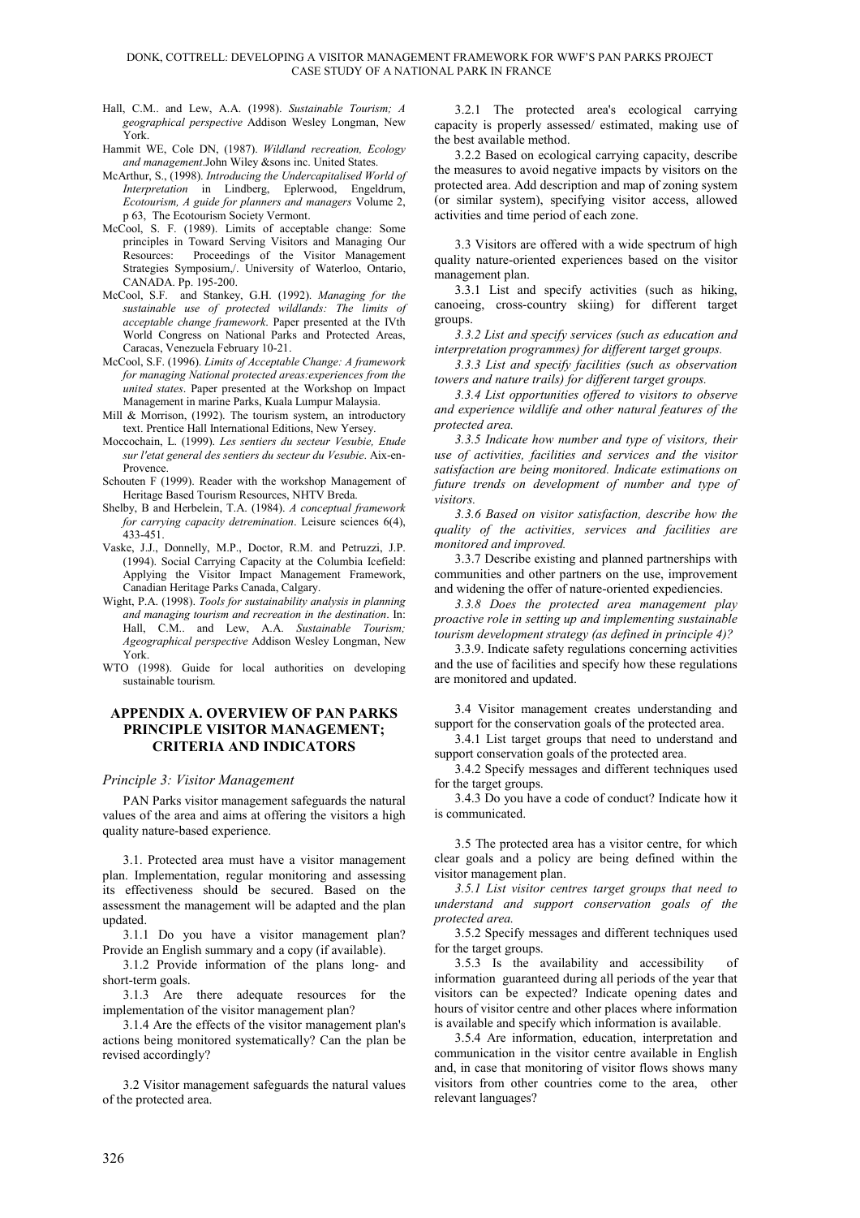Hall, C.M.. and Lew, A.A. (1998). *Sustainable Tourism; A geographical perspective* Addison Wesley Longman, New York.

Hammit WE, Cole DN, (1987). *Wildland recreation, Ecology and management*.John Wiley &sons inc. United States.

McArthur, S., (1998). *Introducing the Undercapitalised World of Interpretation* in Lindberg, Eplerwood, Engeldrum, *Ecotourism, A guide for planners and managers* Volume 2, p 63, The Ecotourism Society Vermont.

McCool, S. F. (1989). Limits of acceptable change: Some principles in Toward Serving Visitors and Managing Our Resources: Proceedings of the Visitor Management Strategies Symposium,/. University of Waterloo, Ontario, CANADA. Pp. 195-200.

McCool, S.F. and Stankey, G.H. (1992). *Managing for the sustainable use of protected wildlands: The limits of acceptable change framework*. Paper presented at the IVth World Congress on National Parks and Protected Areas, Caracas, Venezuela February 10-21.

McCool, S.F. (1996). *Limits of Acceptable Change: A framework for managing National protected areas:experiences from the united states*. Paper presented at the Workshop on Impact Management in marine Parks, Kuala Lumpur Malaysia.

Mill & Morrison, (1992). The tourism system, an introductory text. Prentice Hall International Editions, New Yersey.

Moccochain, L. (1999). *Les sentiers du secteur Vesubie, Etude sur l'etat general des sentiers du secteur du Vesubie*. Aix-en-Provence.

Schouten F (1999). Reader with the workshop Management of Heritage Based Tourism Resources, NHTV Breda.

Shelby, B and Herbelein, T.A. (1984). *A conceptual framework for carrying capacity detremination*. Leisure sciences 6(4), 433-451.

Vaske, J.J., Donnelly, M.P., Doctor, R.M. and Petruzzi, J.P. (1994). Social Carrying Capacity at the Columbia Icefield: Applying the Visitor Impact Management Framework, Canadian Heritage Parks Canada, Calgary.

Wight, P.A. (1998). *Tools for sustainability analysis in planning and managing tourism and recreation in the destination*. In: Hall, C.M.. and Lew, A.A. *Sustainable Tourism; Ageographical perspective* Addison Wesley Longman, New York.

WTO (1998). Guide for local authorities on developing sustainable tourism.

## APPENDIX A. OVERVIEW OF PAN PARKS PRINCIPLE VISITOR MANAGEMENT; CRITERIA AND INDICATORS

### *Principle 3: Visitor Management*

PAN Parks visitor management safeguards the natural values of the area and aims at offering the visitors a high quality nature-based experience.

3.1. Protected area must have a visitor management plan. Implementation, regular monitoring and assessing its effectiveness should be secured. Based on the assessment the management will be adapted and the plan updated.

3.1.1 Do you have a visitor management plan? Provide an English summary and a copy (if available).

3.1.2 Provide information of the plans long- and short-term goals.

3.1.3 Are there adequate resources for the implementation of the visitor management plan?

3.1.4 Are the effects of the visitor management plan's actions being monitored systematically? Can the plan be revised accordingly?

3.2 Visitor management safeguards the natural values of the protected area.

3.2.1 The protected area's ecological carrying capacity is properly assessed/ estimated, making use of the best available method.

3.2.2 Based on ecological carrying capacity, describe the measures to avoid negative impacts by visitors on the protected area. Add description and map of zoning system (or similar system), specifying visitor access, allowed activities and time period of each zone.

3.3 Visitors are offered with a wide spectrum of high quality nature-oriented experiences based on the visitor management plan.

3.3.1 List and specify activities (such as hiking, canoeing, cross-country skiing) for different target groups.

*3.3.2 List and specify services (such as education and interpretation programmes) for different target groups.*

*3.3.3 List and specify facilities (such as observation towers and nature trails) for different target groups.*

*3.3.4 List opportunities offered to visitors to observe and experience wildlife and other natural features of the protected area.*

*3.3.5 Indicate how number and type of visitors, their use of activities, facilities and services and the visitor satisfaction are being monitored. Indicate estimations on future trends on development of number and type of visitors.*

*3.3.6 Based on visitor satisfaction, describe how the quality of the activities, services and facilities are monitored and improved.*

3.3.7 Describe existing and planned partnerships with communities and other partners on the use, improvement and widening the offer of nature-oriented expediencies.

*3.3.8 Does the protected area management play proactive role in setting up and implementing sustainable tourism development strategy (as defined in principle 4)?*

3.3.9. Indicate safety regulations concerning activities and the use of facilities and specify how these regulations are monitored and updated.

3.4 Visitor management creates understanding and support for the conservation goals of the protected area.

3.4.1 List target groups that need to understand and support conservation goals of the protected area.

3.4.2 Specify messages and different techniques used for the target groups.

3.4.3 Do you have a code of conduct? Indicate how it is communicated.

3.5 The protected area has a visitor centre, for which clear goals and a policy are being defined within the visitor management plan.

*3.5.1 List visitor centres target groups that need to understand and support conservation goals of the protected area.*

3.5.2 Specify messages and different techniques used for the target groups.

3.5.3 Is the availability and accessibility of information guaranteed during all periods of the year that visitors can be expected? Indicate opening dates and hours of visitor centre and other places where information is available and specify which information is available.

3.5.4 Are information, education, interpretation and communication in the visitor centre available in English and, in case that monitoring of visitor flows shows many visitors from other countries come to the area, other relevant languages?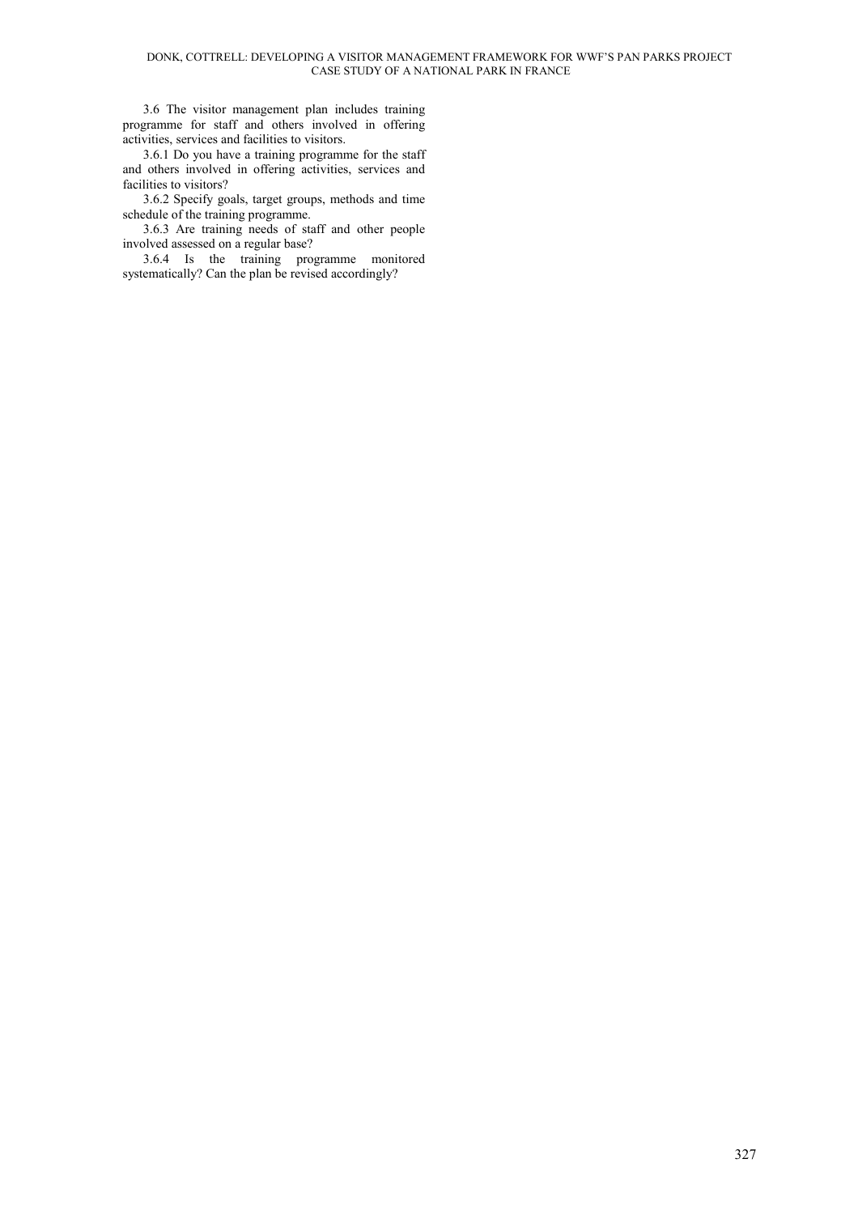3.6 The visitor management plan includes training programme for staff and others involved in offering activities, services and facilities to visitors.

3.6.1 Do you have a training programme for the staff and others involved in offering activities, services and facilities to visitors?

3.6.2 Specify goals, target groups, methods and time schedule of the training programme.

3.6.3 Are training needs of staff and other people involved assessed on a regular base?

3.6.4 Is the training programme monitored systematically? Can the plan be revised accordingly?